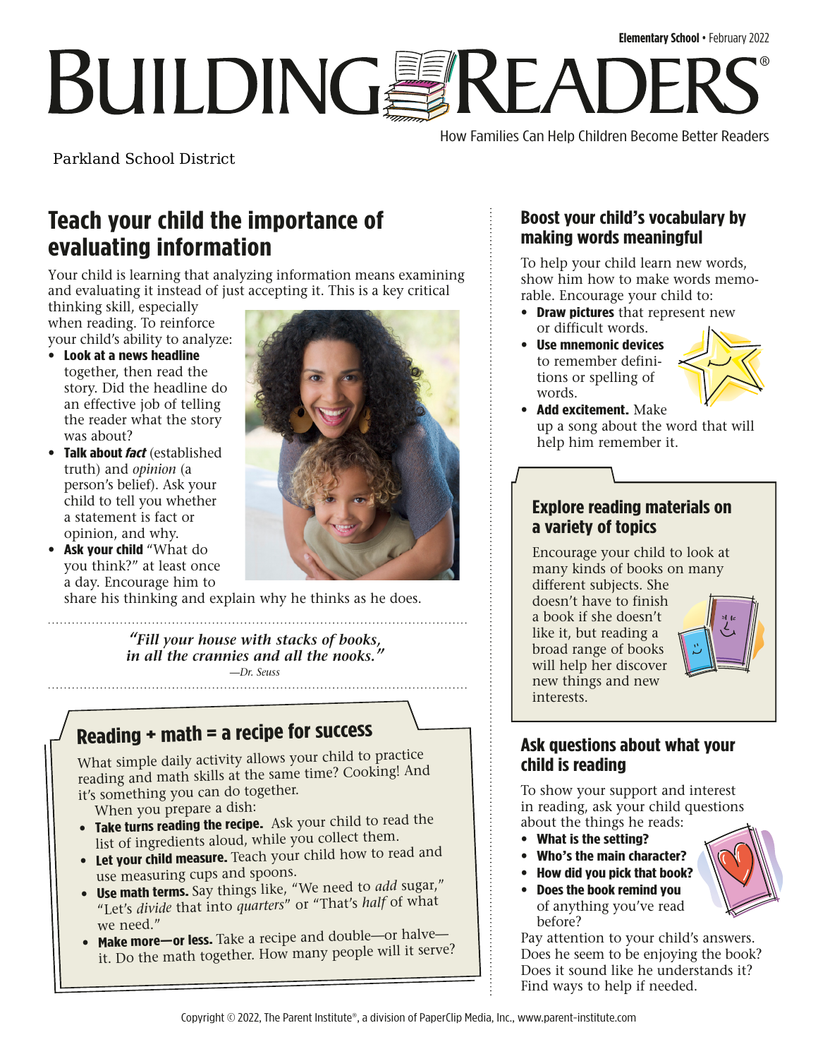Elementary School • February 2022

# BUILDING READERS®

How Families Can Help Children Become Better Readers

Parkland School District

## Teach your child the importance of evaluating information

Your child is learning that analyzing information means examining and evaluating it instead of just accepting it. This is a key critical thinking skill, especially when reading. To reinforce your child's ability to analyze:

- **Look at a news headline** together, then read the story. Did the headline do an effective job of telling the reader what the story was about?
- **Talk about *fact*** (established truth) and *opinion* (a person's belief). Ask your child to tell you whether a statement is fact or opinion, and why.
- **Ask your child** "What do you think?" at least once a day. Encourage him to share his thinking and explain why he thinks as he does.

*"Fill your house with stacks of books, in all the crannies and all the nooks."*
—Dr. Seuss

## Reading + math = a recipe for success

What simple daily activity allows your child to practice reading and math skills at the same time? Cooking! And it's something you can do together.

When you prepare a dish:

- **Take turns reading the recipe.** Ask your child to read the list of ingredients aloud, while you collect them.
- **Let your child measure.** Teach your child how to read and use measuring cups and spoons.
- **Use math terms.** Say things like, "We need to *add* sugar," "Let's *divide* that into *quarters*" or "That's *half* of what we need."
- **Make more—or less.** Take a recipe and double—or halve—it. Do the math together. How many people will it serve?

## Boost your child's vocabulary by making words meaningful

To help your child learn new words, show him how to make words memorable. Encourage your child to:

- **Draw pictures** that represent new or difficult words.
- **Use mnemonic devices** to remember definitions or spelling of words.
- **Add excitement.** Make up a song about the word that will help him remember it.

## Explore reading materials on a variety of topics

Encourage your child to look at many kinds of books on many different subjects. She doesn't have to finish a book if she doesn't like it, but reading a broad range of books will help her discover new things and new interests.

## Ask questions about what your child is reading

To show your support and interest in reading, ask your child questions about the things he reads:

- **What is the setting?**
- **Who's the main character?**
- **How did you pick that book?**
- **Does the book remind you** of anything you've read before?

Pay attention to your child's answers. Does he seem to be enjoying the book? Does it sound like he understands it? Find ways to help if needed.

Copyright © 2022, The Parent Institute®, a division of PaperClip Media, Inc., www.parent-institute.com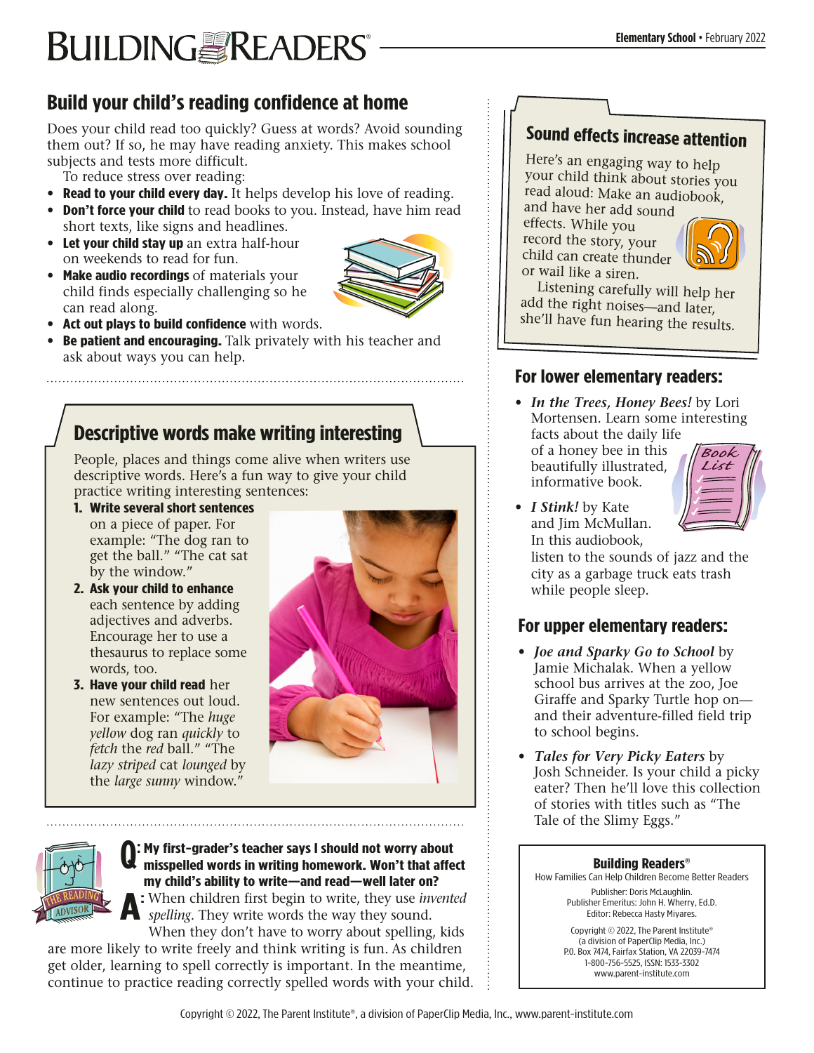# BUILDING READERS®

## Build your child's reading confidence at home

Does your child read too quickly? Guess at words? Avoid sounding them out? If so, he may have reading anxiety. This makes school subjects and tests more difficult.

To reduce stress over reading:

- **Read to your child every day.** It helps develop his love of reading.
- **Don't force your child** to read books to you. Instead, have him read short texts, like signs and headlines.
- **Let your child stay up** an extra half-hour on weekends to read for fun.
- **Make audio recordings** of materials your child finds especially challenging so he can read along.
- **Act out plays to build confidence** with words.
- **Be patient and encouraging.** Talk privately with his teacher and ask about ways you can help.

## Descriptive words make writing interesting

People, places and things come alive when writers use descriptive words. Here's a fun way to give your child practice writing interesting sentences:

1. **Write several short sentences** on a piece of paper. For example: "The dog ran to get the ball." "The cat sat by the window."
2. **Ask your child to enhance** each sentence by adding adjectives and adverbs. Encourage her to use a thesaurus to replace some words, too.
3. **Have your child read** her new sentences out loud. For example: "The *huge yellow* dog ran *quickly* to *fetch* the *red* ball." "The *lazy striped* cat *lounged* by the *large sunny* window."

**Q: My first-grader's teacher says I should not worry about misspelled words in writing homework. Won't that affect my child's ability to write—and read—well later on?**

**A:** When children first begin to write, they use *invented spelling.* They write words the way they sound.

When they don't have to worry about spelling, kids are more likely to write freely and think writing is fun. As children get older, learning to spell correctly is important. In the meantime, continue to practice reading correctly spelled words with your child.

## Sound effects increase attention

Here's an engaging way to help your child think about stories you read aloud: Make an audiobook, and have her add sound effects. While you record the story, your child can create thunder or wail like a siren.

Listening carefully will help her add the right noises—and later, she'll have fun hearing the results.

## For lower elementary readers:

- ***In the Trees, Honey Bees!*** by Lori Mortensen. Learn some interesting facts about the daily life of a honey bee in this beautifully illustrated, informative book.
- ***I Stink!*** by Kate and Jim McMullan. In this audiobook, listen to the sounds of jazz and the city as a garbage truck eats trash while people sleep.

## For upper elementary readers:

- ***Joe and Sparky Go to School*** by Jamie Michalak. When a yellow school bus arrives at the zoo, Joe Giraffe and Sparky Turtle hop on—and their adventure-filled field trip to school begins.
- ***Tales for Very Picky Eaters*** by Josh Schneider. Is your child a picky eater? Then he'll love this collection of stories with titles such as "The Tale of the Slimy Eggs."

**Building Readers®**
How Families Can Help Children Become Better Readers
Publisher: Doris McLaughlin.
Publisher Emeritus: John H. Wherry, Ed.D.
Editor: Rebecca Hasty Miyares.

Copyright © 2022, The Parent Institute®
(a division of PaperClip Media, Inc.)
P.O. Box 7474, Fairfax Station, VA 22039-7474
1-800-756-5525, ISSN: 1533-3302
www.parent-institute.com